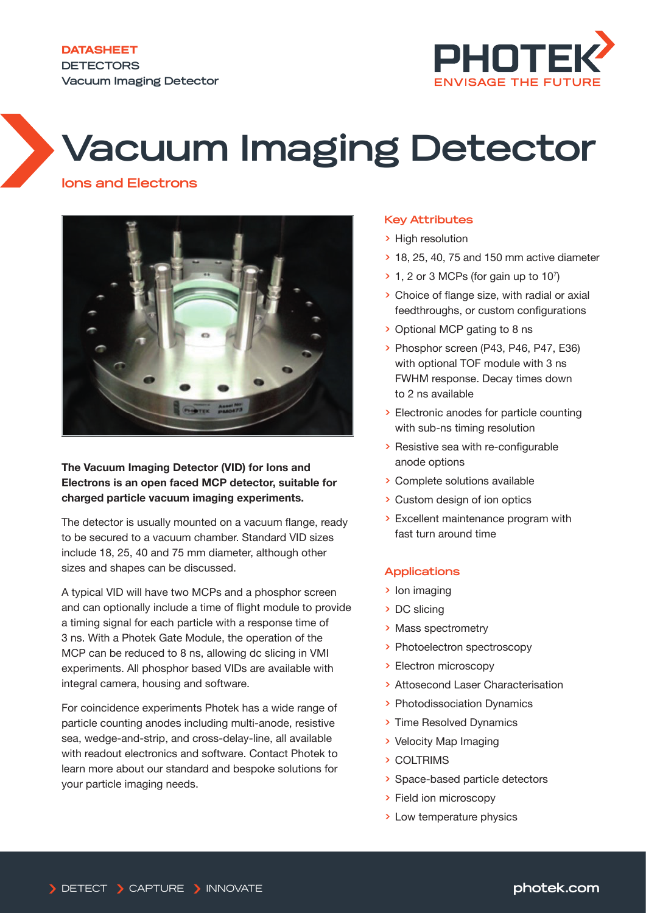DATASHEET
DETECTORS
Vacuum Imaging Detector

# Vacuum Imaging Detector

## Ions and Electrons

**The Vacuum Imaging Detector (VID) for Ions and Electrons is an open faced MCP detector, suitable for charged particle vacuum imaging experiments.**

The detector is usually mounted on a vacuum flange, ready to be secured to a vacuum chamber. Standard VID sizes include 18, 25, 40 and 75 mm diameter, although other sizes and shapes can be discussed.

A typical VID will have two MCPs and a phosphor screen and can optionally include a time of flight module to provide a timing signal for each particle with a response time of 3 ns. With a Photek Gate Module, the operation of the MCP can be reduced to 8 ns, allowing dc slicing in VMI experiments. All phosphor based VIDs are available with integral camera, housing and software.

For coincidence experiments Photek has a wide range of particle counting anodes including multi-anode, resistive sea, wedge-and-strip, and cross-delay-line, all available with readout electronics and software. Contact Photek to learn more about our standard and bespoke solutions for your particle imaging needs.

### Key Attributes

- High resolution
- 18, 25, 40, 75 and 150 mm active diameter
- 1, 2 or 3 MCPs (for gain up to $10^7$)
- Choice of flange size, with radial or axial feedthroughs, or custom configurations
- Optional MCP gating to 8 ns
- Phosphor screen (P43, P46, P47, E36) with optional TOF module with 3 ns FWHM response. Decay times down to 2 ns available
- Electronic anodes for particle counting with sub-ns timing resolution
- Resistive sea with re-configurable anode options
- Complete solutions available
- Custom design of ion optics
- Excellent maintenance program with fast turn around time

### Applications

- Ion imaging
- DC slicing
- Mass spectrometry
- Photoelectron spectroscopy
- Electron microscopy
- Attosecond Laser Characterisation
- Photodissociation Dynamics
- Time Resolved Dynamics
- Velocity Map Imaging
- COLTRIMS
- Space-based particle detectors
- Field ion microscopy
- Low temperature physics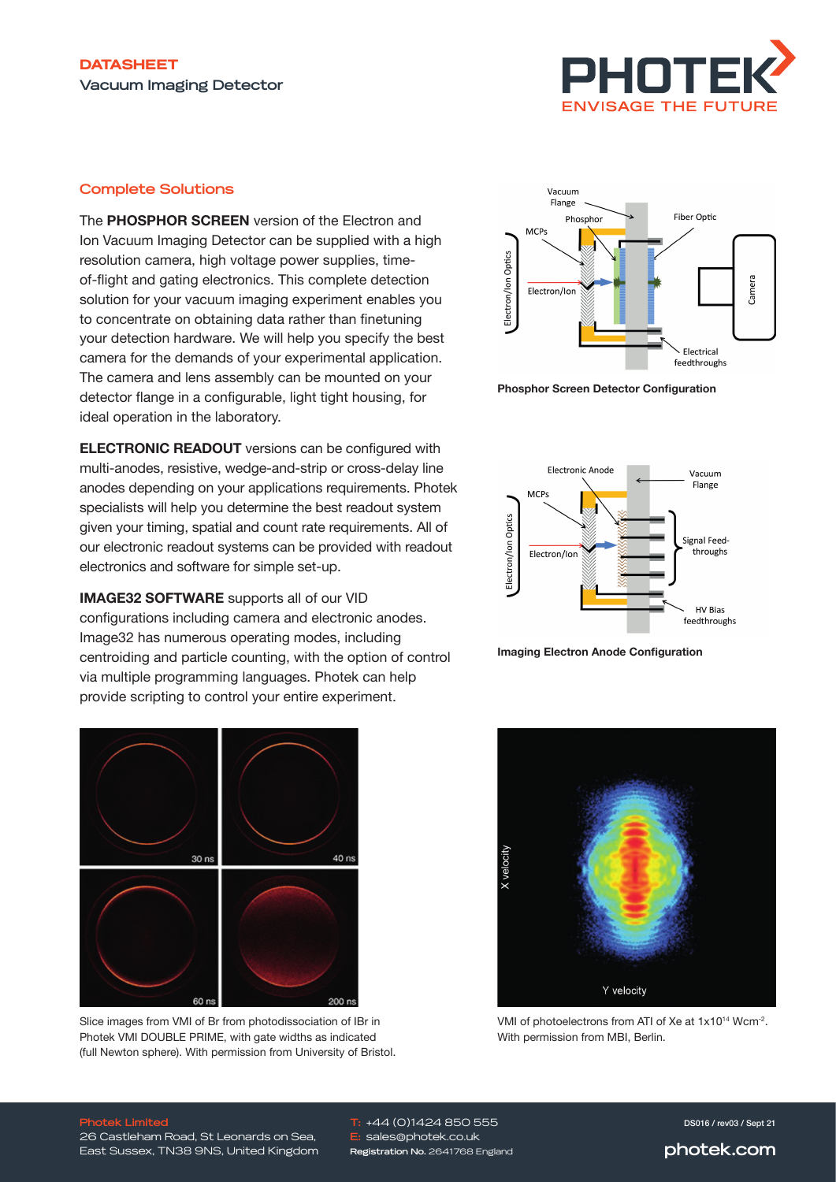## Complete Solutions

The **PHOSPHOR SCREEN** version of the Electron and Ion Vacuum Imaging Detector can be supplied with a high resolution camera, high voltage power supplies, time-of-flight and gating electronics. This complete detection solution for your vacuum imaging experiment enables you to concentrate on obtaining data rather than finetuning your detection hardware. We will help you specify the best camera for the demands of your experimental application. The camera and lens assembly can be mounted on your detector flange in a configurable, light tight housing, for ideal operation in the laboratory.

**ELECTRONIC READOUT** versions can be configured with multi-anodes, resistive, wedge-and-strip or cross-delay line anodes depending on your applications requirements. Photek specialists will help you determine the best readout system given your timing, spatial and count rate requirements. All of our electronic readout systems can be provided with readout electronics and software for simple set-up.

**IMAGE32 SOFTWARE** supports all of our VID configurations including camera and electronic anodes. Image32 has numerous operating modes, including centroiding and particle counting, with the option of control via multiple programming languages. Photek can help provide scripting to control your entire experiment.

**Phosphor Screen Detector Configuration**

**Imaging Electron Anode Configuration**

Slice images from VMI of Br from photodissociation of IBr in Photek VMI DOUBLE PRIME, with gate widths as indicated (full Newton sphere). With permission from University of Bristol.

VMI of photoelectrons from ATI of Xe at $1x10^{14}$ $Wcm^{-2}$. With permission from MBI, Berlin.

Photek Limited
26 Castleham Road, St Leonards on Sea, East Sussex, TN38 9NS, United Kingdom

T: +44 (0)1424 850 555
E: sales@photek.co.uk
Registration No. 2641768 England

DS016 / rev03 / Sept 21

photek.com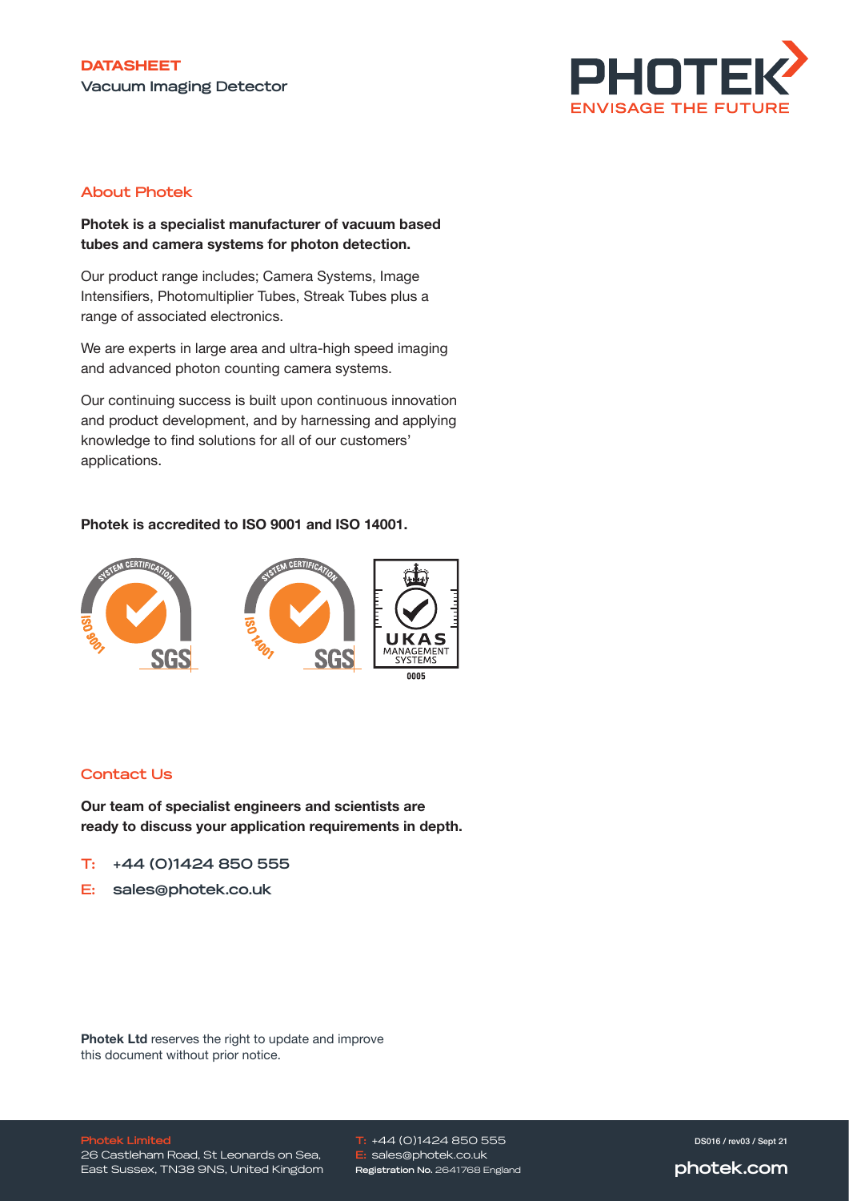## About Photek

**Photek is a specialist manufacturer of vacuum based tubes and camera systems for photon detection.**

Our product range includes; Camera Systems, Image Intensifiers, Photomultiplier Tubes, Streak Tubes plus a range of associated electronics.

We are experts in large area and ultra-high speed imaging and advanced photon counting camera systems.

Our continuing success is built upon continuous innovation and product development, and by harnessing and applying knowledge to find solutions for all of our customers' applications.

**Photek is accredited to ISO 9001 and ISO 14001.**

## Contact Us

**Our team of specialist engineers and scientists are ready to discuss your application requirements in depth.**

T: +44 (0)1424 850 555

E: sales@photek.co.uk

**Photek Ltd** reserves the right to update and improve this document without prior notice.

Photek Limited
26 Castleham Road, St Leonards on Sea, East Sussex, TN38 9NS, United Kingdom

T: +44 (0)1424 850 555
E: sales@photek.co.uk
**Registration No.** 2641768 England

DS016 / rev03 / Sept 21

photek.com